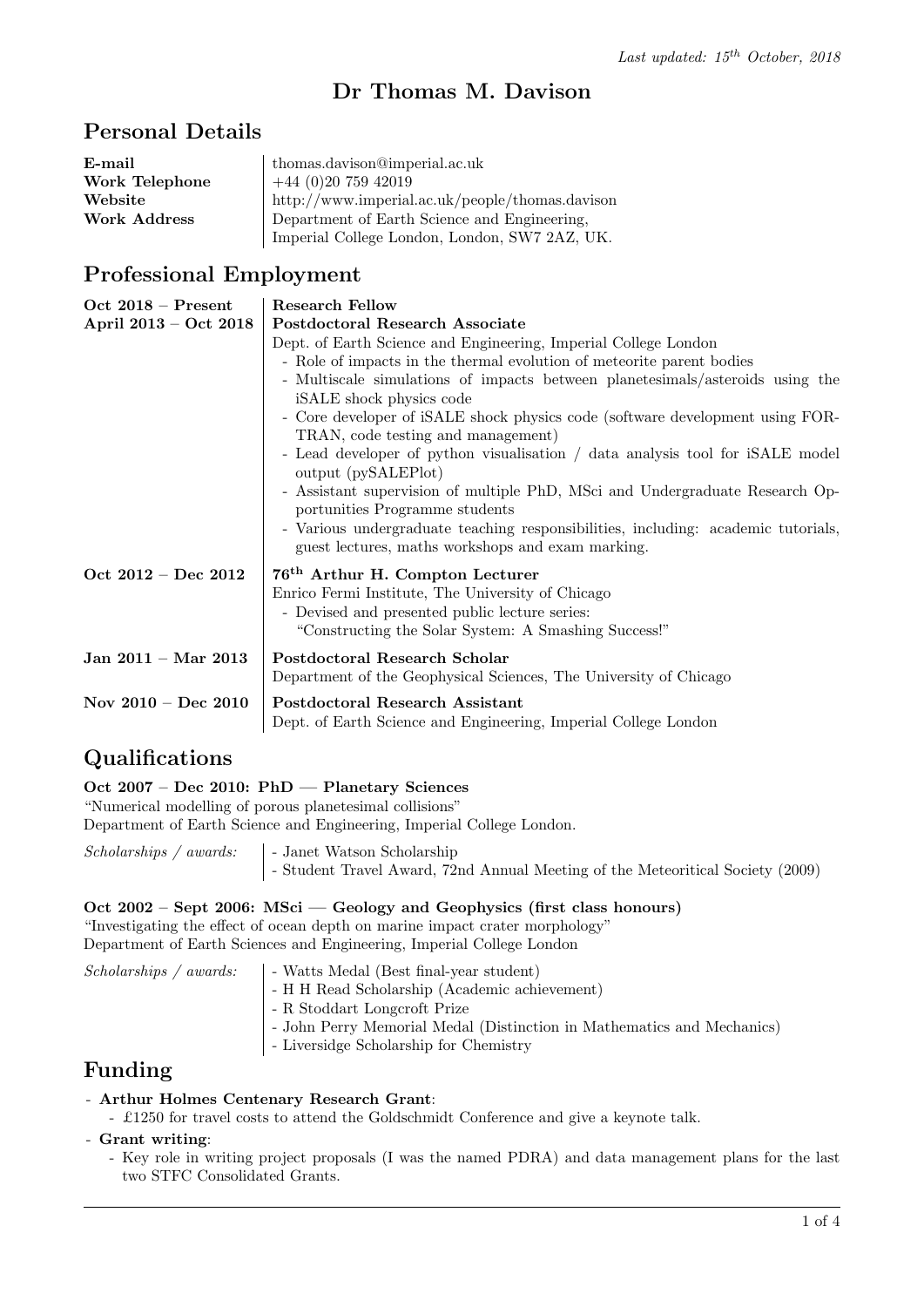*Last updated: 15th October, 2018*

# Dr Thomas M. Davison

## Personal Details

| | |
|---|---|
| **E-mail** | thomas.davison@imperial.ac.uk |
| **Work Telephone** | +44 (0)20 759 42019 |
| **Website** | http://www.imperial.ac.uk/people/thomas.davison |
| **Work Address** | Department of Earth Science and Engineering, Imperial College London, London, SW7 2AZ, UK. |

## Professional Employment

**Oct 2018 – Present** | **Research Fellow**

**April 2013 – Oct 2018** | **Postdoctoral Research Associate**

Dept. of Earth Science and Engineering, Imperial College London

- Role of impacts in the thermal evolution of meteorite parent bodies
- Multiscale simulations of impacts between planetesimals/asteroids using the iSALE shock physics code
- Core developer of iSALE shock physics code (software development using FORTRAN, code testing and management)
- Lead developer of python visualisation / data analysis tool for iSALE model output (pySALEPlot)
- Assistant supervision of multiple PhD, MSci and Undergraduate Research Opportunities Programme students
- Various undergraduate teaching responsibilities, including: academic tutorials, guest lectures, maths workshops and exam marking.

**Oct 2012 – Dec 2012** | **76th Arthur H. Compton Lecturer**

Enrico Fermi Institute, The University of Chicago

- Devised and presented public lecture series: "Constructing the Solar System: A Smashing Success!"

**Jan 2011 – Mar 2013** | **Postdoctoral Research Scholar**

Department of the Geophysical Sciences, The University of Chicago

**Nov 2010 – Dec 2010** | **Postdoctoral Research Assistant**

Dept. of Earth Science and Engineering, Imperial College London

## Qualifications

**Oct 2007 – Dec 2010: PhD — Planetary Sciences**
"Numerical modelling of porous planetesimal collisions"
Department of Earth Science and Engineering, Imperial College London.

*Scholarships / awards:*
- Janet Watson Scholarship
- Student Travel Award, 72nd Annual Meeting of the Meteoritical Society (2009)

**Oct 2002 – Sept 2006: MSci — Geology and Geophysics (first class honours)**
"Investigating the effect of ocean depth on marine impact crater morphology"
Department of Earth Sciences and Engineering, Imperial College London

*Scholarships / awards:*
- Watts Medal (Best final-year student)
- H H Read Scholarship (Academic achievement)
- R Stoddart Longcroft Prize
- John Perry Memorial Medal (Distinction in Mathematics and Mechanics)
- Liversidge Scholarship for Chemistry

## Funding

- **Arthur Holmes Centenary Research Grant**:
  - £1250 for travel costs to attend the Goldschmidt Conference and give a keynote talk.
- **Grant writing**:
  - Key role in writing project proposals (I was the named PDRA) and data management plans for the last two STFC Consolidated Grants.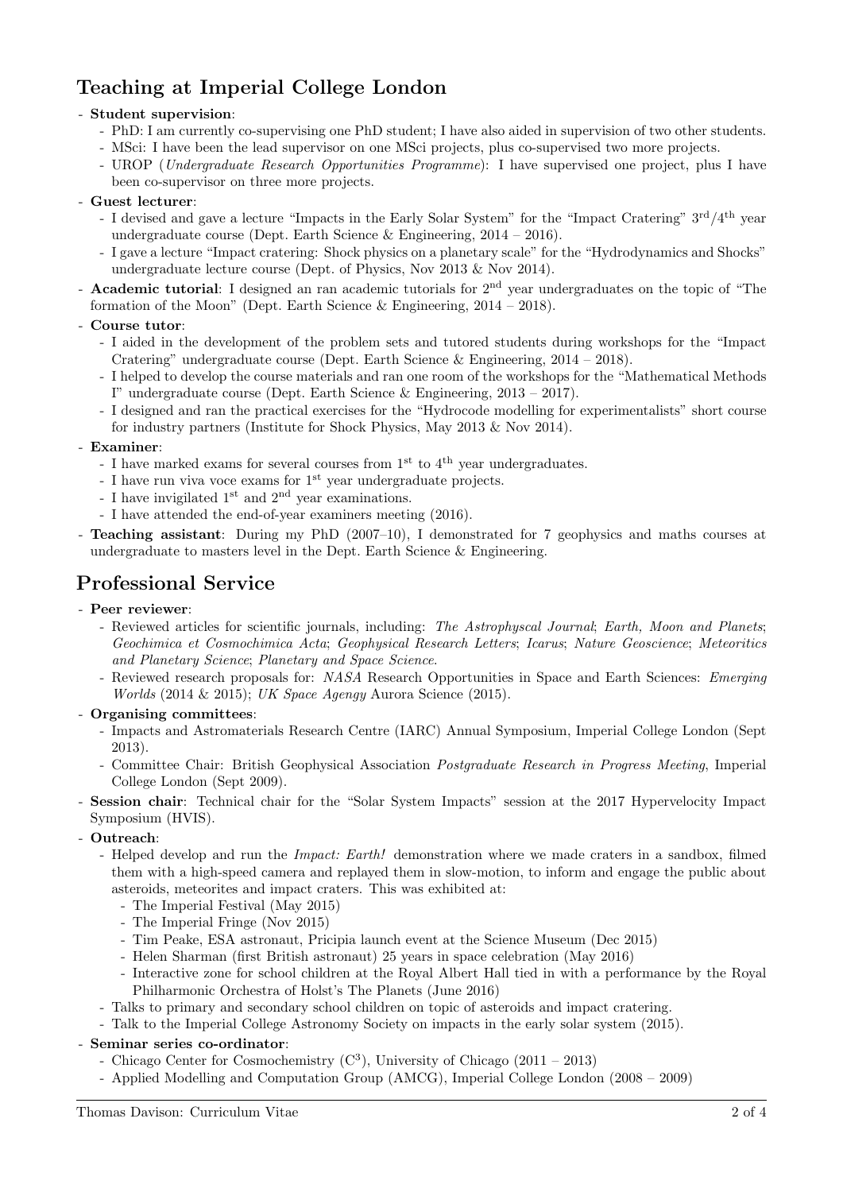## Teaching at Imperial College London

- **Student supervision**:
  - PhD: I am currently co-supervising one PhD student; I have also aided in supervision of two other students.
  - MSci: I have been the lead supervisor on one MSci projects, plus co-supervised two more projects.
  - UROP (*Undergraduate Research Opportunities Programme*): I have supervised one project, plus I have been co-supervisor on three more projects.
- **Guest lecturer**:
  - I devised and gave a lecture "Impacts in the Early Solar System" for the "Impact Cratering" 3rd/4th year undergraduate course (Dept. Earth Science & Engineering, 2014 – 2016).
  - I gave a lecture "Impact cratering: Shock physics on a planetary scale" for the "Hydrodynamics and Shocks" undergraduate lecture course (Dept. of Physics, Nov 2013 & Nov 2014).
- **Academic tutorial**: I designed an ran academic tutorials for 2nd year undergraduates on the topic of "The formation of the Moon" (Dept. Earth Science & Engineering, 2014 – 2018).
- **Course tutor**:
  - I aided in the development of the problem sets and tutored students during workshops for the "Impact Cratering" undergraduate course (Dept. Earth Science & Engineering, 2014 – 2018).
  - I helped to develop the course materials and ran one room of the workshops for the "Mathematical Methods I" undergraduate course (Dept. Earth Science & Engineering, 2013 – 2017).
  - I designed and ran the practical exercises for the "Hydrocode modelling for experimentalists" short course for industry partners (Institute for Shock Physics, May 2013 & Nov 2014).
- **Examiner**:
  - I have marked exams for several courses from 1st to 4th year undergraduates.
  - I have run viva voce exams for 1st year undergraduate projects.
  - I have invigilated 1st and 2nd year examinations.
  - I have attended the end-of-year examiners meeting (2016).
- **Teaching assistant**: During my PhD (2007–10), I demonstrated for 7 geophysics and maths courses at undergraduate to masters level in the Dept. Earth Science & Engineering.

## Professional Service

- **Peer reviewer**:
  - Reviewed articles for scientific journals, including: *The Astrophyscal Journal*; *Earth, Moon and Planets*; *Geochimica et Cosmochimica Acta*; *Geophysical Research Letters*; *Icarus*; *Nature Geoscience*; *Meteoritics and Planetary Science*; *Planetary and Space Science*.
  - Reviewed research proposals for: *NASA* Research Opportunities in Space and Earth Sciences: *Emerging Worlds* (2014 & 2015); *UK Space Agengy* Aurora Science (2015).
- **Organising committees**:
  - Impacts and Astromaterials Research Centre (IARC) Annual Symposium, Imperial College London (Sept 2013).
  - Committee Chair: British Geophysical Association *Postgraduate Research in Progress Meeting*, Imperial College London (Sept 2009).
- **Session chair**: Technical chair for the "Solar System Impacts" session at the 2017 Hypervelocity Impact Symposium (HVIS).
- **Outreach**:
  - Helped develop and run the *Impact: Earth!* demonstration where we made craters in a sandbox, filmed them with a high-speed camera and replayed them in slow-motion, to inform and engage the public about asteroids, meteorites and impact craters. This was exhibited at:
    - The Imperial Festival (May 2015)
    - The Imperial Fringe (Nov 2015)
    - Tim Peake, ESA astronaut, Pricipia launch event at the Science Museum (Dec 2015)
    - Helen Sharman (first British astronaut) 25 years in space celebration (May 2016)
    - Interactive zone for school children at the Royal Albert Hall tied in with a performance by the Royal Philharmonic Orchestra of Holst's The Planets (June 2016)
  - Talks to primary and secondary school children on topic of asteroids and impact cratering.
  - Talk to the Imperial College Astronomy Society on impacts in the early solar system (2015).
- **Seminar series co-ordinator**:
  - Chicago Center for Cosmochemistry ($C^3$), University of Chicago (2011 – 2013)
  - Applied Modelling and Computation Group (AMCG), Imperial College London (2008 – 2009)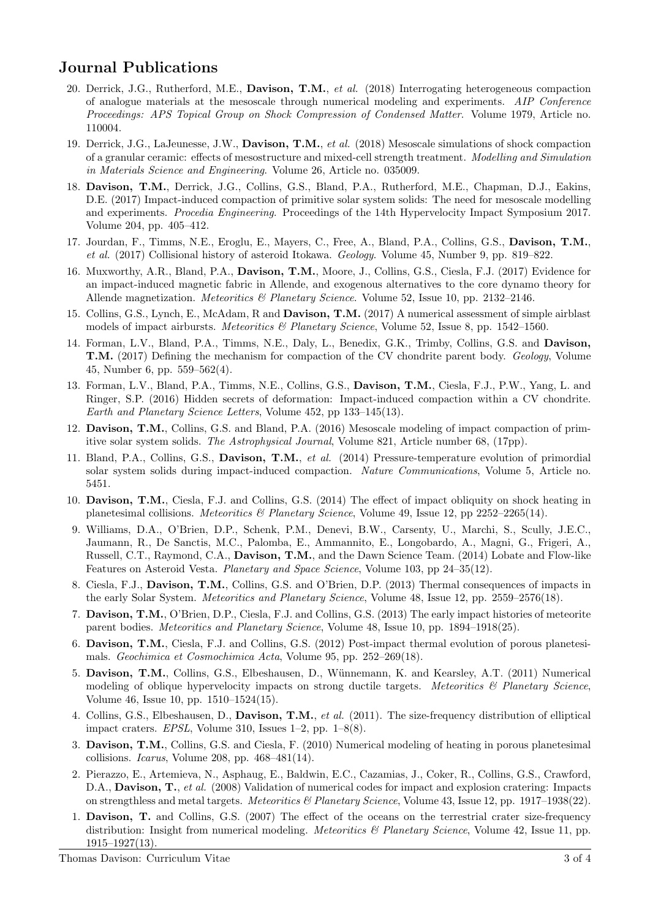## Journal Publications

20. Derrick, J.G., Rutherford, M.E., **Davison, T.M.**, *et al.* (2018) Interrogating heterogeneous compaction of analogue materials at the mesoscale through numerical modeling and experiments. *AIP Conference Proceedings: APS Topical Group on Shock Compression of Condensed Matter*. Volume 1979, Article no. 110004.

19. Derrick, J.G., LaJeunesse, J.W., **Davison, T.M.**, *et al.* (2018) Mesoscale simulations of shock compaction of a granular ceramic: effects of mesostructure and mixed-cell strength treatment. *Modelling and Simulation in Materials Science and Engineering*. Volume 26, Article no. 035009.

18. **Davison, T.M.**, Derrick, J.G., Collins, G.S., Bland, P.A., Rutherford, M.E., Chapman, D.J., Eakins, D.E. (2017) Impact-induced compaction of primitive solar system solids: The need for mesoscale modelling and experiments. *Procedia Engineering*. Proceedings of the 14th Hypervelocity Impact Symposium 2017. Volume 204, pp. 405–412.

17. Jourdan, F., Timms, N.E., Eroglu, E., Mayers, C., Free, A., Bland, P.A., Collins, G.S., **Davison, T.M.**, *et al.* (2017) Collisional history of asteroid Itokawa. *Geology*. Volume 45, Number 9, pp. 819–822.

16. Muxworthy, A.R., Bland, P.A., **Davison, T.M.**, Moore, J., Collins, G.S., Ciesla, F.J. (2017) Evidence for an impact-induced magnetic fabric in Allende, and exogenous alternatives to the core dynamo theory for Allende magnetization. *Meteoritics & Planetary Science*. Volume 52, Issue 10, pp. 2132–2146.

15. Collins, G.S., Lynch, E., McAdam, R and **Davison, T.M.** (2017) A numerical assessment of simple airblast models of impact airbursts. *Meteoritics & Planetary Science*, Volume 52, Issue 8, pp. 1542–1560.

14. Forman, L.V., Bland, P.A., Timms, N.E., Daly, L., Benedix, G.K., Trimby, Collins, G.S. and **Davison, T.M.** (2017) Defining the mechanism for compaction of the CV chondrite parent body. *Geology*, Volume 45, Number 6, pp. 559–562(4).

13. Forman, L.V., Bland, P.A., Timms, N.E., Collins, G.S., **Davison, T.M.**, Ciesla, F.J., P.W., Yang, L. and Ringer, S.P. (2016) Hidden secrets of deformation: Impact-induced compaction within a CV chondrite. *Earth and Planetary Science Letters*, Volume 452, pp 133–145(13).

12. **Davison, T.M.**, Collins, G.S. and Bland, P.A. (2016) Mesoscale modeling of impact compaction of primitive solar system solids. *The Astrophysical Journal*, Volume 821, Article number 68, (17pp).

11. Bland, P.A., Collins, G.S., **Davison, T.M.**, *et al.* (2014) Pressure-temperature evolution of primordial solar system solids during impact-induced compaction. *Nature Communications*, Volume 5, Article no. 5451.

10. **Davison, T.M.**, Ciesla, F.J. and Collins, G.S. (2014) The effect of impact obliquity on shock heating in planetesimal collisions. *Meteoritics & Planetary Science*, Volume 49, Issue 12, pp 2252–2265(14).

9. Williams, D.A., O'Brien, D.P., Schenk, P.M., Denevi, B.W., Carsenty, U., Marchi, S., Scully, J.E.C., Jaumann, R., De Sanctis, M.C., Palomba, E., Ammannito, E., Longobardo, A., Magni, G., Frigeri, A., Russell, C.T., Raymond, C.A., **Davison, T.M.**, and the Dawn Science Team. (2014) Lobate and Flow-like Features on Asteroid Vesta. *Planetary and Space Science*, Volume 103, pp 24–35(12).

8. Ciesla, F.J., **Davison, T.M.**, Collins, G.S. and O'Brien, D.P. (2013) Thermal consequences of impacts in the early Solar System. *Meteoritics and Planetary Science*, Volume 48, Issue 12, pp. 2559–2576(18).

7. **Davison, T.M.**, O'Brien, D.P., Ciesla, F.J. and Collins, G.S. (2013) The early impact histories of meteorite parent bodies. *Meteoritics and Planetary Science*, Volume 48, Issue 10, pp. 1894–1918(25).

6. **Davison, T.M.**, Ciesla, F.J. and Collins, G.S. (2012) Post-impact thermal evolution of porous planetesimals. *Geochimica et Cosmochimica Acta*, Volume 95, pp. 252–269(18).

5. **Davison, T.M.**, Collins, G.S., Elbeshausen, D., Wünnemann, K. and Kearsley, A.T. (2011) Numerical modeling of oblique hypervelocity impacts on strong ductile targets. *Meteoritics & Planetary Science*, Volume 46, Issue 10, pp. 1510–1524(15).

4. Collins, G.S., Elbeshausen, D., **Davison, T.M.**, *et al.* (2011). The size-frequency distribution of elliptical impact craters. *EPSL*, Volume 310, Issues 1–2, pp. 1–8(8).

3. **Davison, T.M.**, Collins, G.S. and Ciesla, F. (2010) Numerical modeling of heating in porous planetesimal collisions. *Icarus*, Volume 208, pp. 468–481(14).

2. Pierazzo, E., Artemieva, N., Asphaug, E., Baldwin, E.C., Cazamias, J., Coker, R., Collins, G.S., Crawford, D.A., **Davison, T.**, *et al.* (2008) Validation of numerical codes for impact and explosion cratering: Impacts on strengthless and metal targets. *Meteoritics & Planetary Science*, Volume 43, Issue 12, pp. 1917–1938(22).

1. **Davison, T.** and Collins, G.S. (2007) The effect of the oceans on the terrestrial crater size-frequency distribution: Insight from numerical modeling. *Meteoritics & Planetary Science*, Volume 42, Issue 11, pp. 1915–1927(13).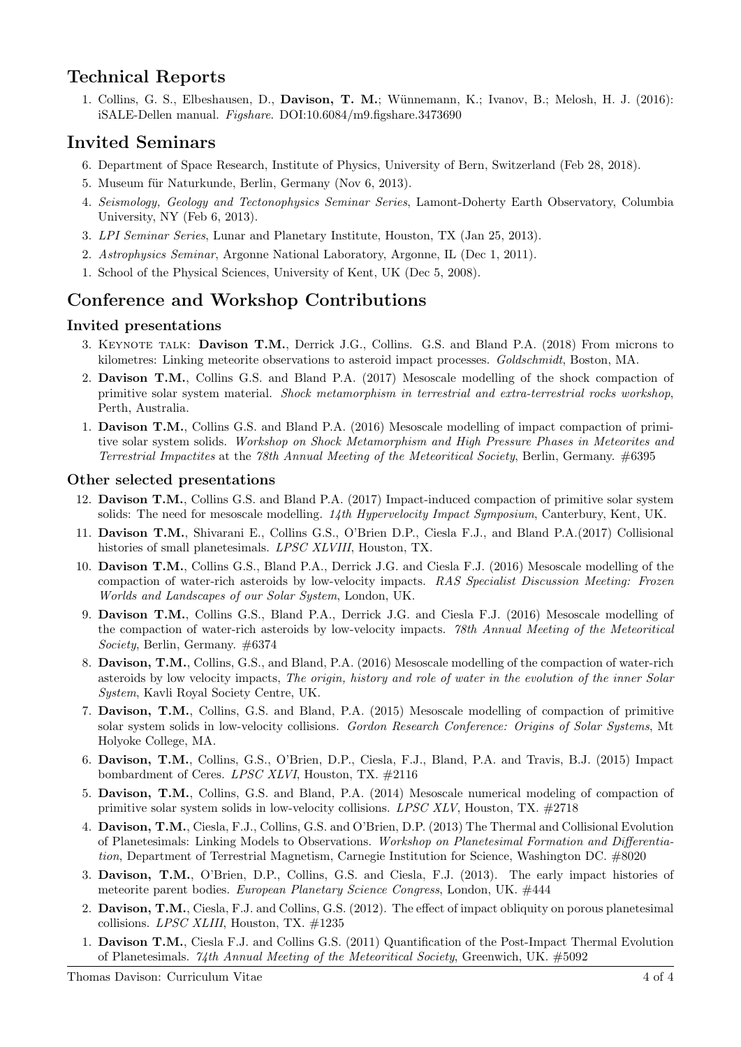## Technical Reports

1. Collins, G. S., Elbeshausen, D., **Davison, T. M.**; Wünnemann, K.; Ivanov, B.; Melosh, H. J. (2016): iSALE-Dellen manual. *Figshare*. DOI:10.6084/m9.figshare.3473690

## Invited Seminars

6. Department of Space Research, Institute of Physics, University of Bern, Switzerland (Feb 28, 2018).
5. Museum für Naturkunde, Berlin, Germany (Nov 6, 2013).
4. *Seismology, Geology and Tectonophysics Seminar Series*, Lamont-Doherty Earth Observatory, Columbia University, NY (Feb 6, 2013).
3. *LPI Seminar Series*, Lunar and Planetary Institute, Houston, TX (Jan 25, 2013).
2. *Astrophysics Seminar*, Argonne National Laboratory, Argonne, IL (Dec 1, 2011).
1. School of the Physical Sciences, University of Kent, UK (Dec 5, 2008).

## Conference and Workshop Contributions

### Invited presentations

3. Keynote talk: **Davison T.M.**, Derrick J.G., Collins. G.S. and Bland P.A. (2018) From microns to kilometres: Linking meteorite observations to asteroid impact processes. *Goldschmidt*, Boston, MA.
2. **Davison T.M.**, Collins G.S. and Bland P.A. (2017) Mesoscale modelling of the shock compaction of primitive solar system material. *Shock metamorphism in terrestrial and extra-terrestrial rocks workshop*, Perth, Australia.
1. **Davison T.M.**, Collins G.S. and Bland P.A. (2016) Mesoscale modelling of impact compaction of primitive solar system solids. *Workshop on Shock Metamorphism and High Pressure Phases in Meteorites and Terrestrial Impactites* at the *78th Annual Meeting of the Meteoritical Society*, Berlin, Germany. #6395

### Other selected presentations

12. **Davison T.M.**, Collins G.S. and Bland P.A. (2017) Impact-induced compaction of primitive solar system solids: The need for mesoscale modelling. *14th Hypervelocity Impact Symposium*, Canterbury, Kent, UK.
11. **Davison T.M.**, Shivarani E., Collins G.S., O'Brien D.P., Ciesla F.J., and Bland P.A.(2017) Collisional histories of small planetesimals. *LPSC XLVIII*, Houston, TX.
10. **Davison T.M.**, Collins G.S., Bland P.A., Derrick J.G. and Ciesla F.J. (2016) Mesoscale modelling of the compaction of water-rich asteroids by low-velocity impacts. *RAS Specialist Discussion Meeting: Frozen Worlds and Landscapes of our Solar System*, London, UK.
9. **Davison T.M.**, Collins G.S., Bland P.A., Derrick J.G. and Ciesla F.J. (2016) Mesoscale modelling of the compaction of water-rich asteroids by low-velocity impacts. *78th Annual Meeting of the Meteoritical Society*, Berlin, Germany. #6374
8. **Davison, T.M.**, Collins, G.S., and Bland, P.A. (2016) Mesoscale modelling of the compaction of water-rich asteroids by low velocity impacts, *The origin, history and role of water in the evolution of the inner Solar System*, Kavli Royal Society Centre, UK.
7. **Davison, T.M.**, Collins, G.S. and Bland, P.A. (2015) Mesoscale modelling of compaction of primitive solar system solids in low-velocity collisions. *Gordon Research Conference: Origins of Solar Systems*, Mt Holyoke College, MA.
6. **Davison, T.M.**, Collins, G.S., O'Brien, D.P., Ciesla, F.J., Bland, P.A. and Travis, B.J. (2015) Impact bombardment of Ceres. *LPSC XLVI*, Houston, TX. #2116
5. **Davison, T.M.**, Collins, G.S. and Bland, P.A. (2014) Mesoscale numerical modeling of compaction of primitive solar system solids in low-velocity collisions. *LPSC XLV*, Houston, TX. #2718
4. **Davison, T.M.**, Ciesla, F.J., Collins, G.S. and O'Brien, D.P. (2013) The Thermal and Collisional Evolution of Planetesimals: Linking Models to Observations. *Workshop on Planetesimal Formation and Differentiation*, Department of Terrestrial Magnetism, Carnegie Institution for Science, Washington DC. #8020
3. **Davison, T.M.**, O'Brien, D.P., Collins, G.S. and Ciesla, F.J. (2013). The early impact histories of meteorite parent bodies. *European Planetary Science Congress*, London, UK. #444
2. **Davison, T.M.**, Ciesla, F.J. and Collins, G.S. (2012). The effect of impact obliquity on porous planetesimal collisions. *LPSC XLIII*, Houston, TX. #1235
1. **Davison, T.M.**, Ciesla F.J. and Collins G.S. (2011) Quantification of the Post-Impact Thermal Evolution of Planetesimals. *74th Annual Meeting of the Meteoritical Society*, Greenwich, UK. #5092